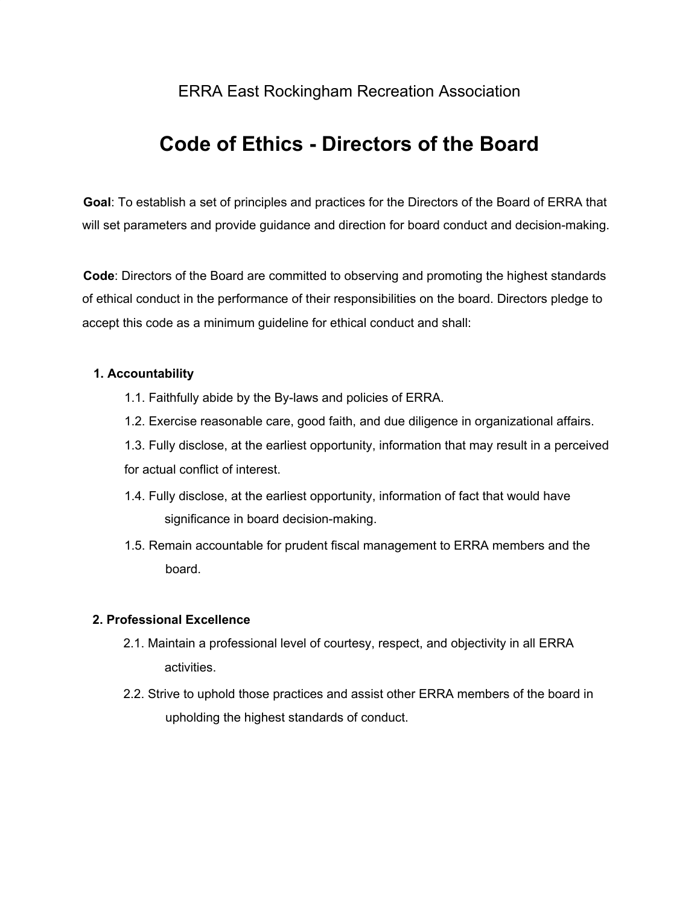ERRA East Rockingham Recreation Association

# Code of Ethics - Directors of the Board

**Goal**: To establish a set of principles and practices for the Directors of the Board of ERRA that will set parameters and provide guidance and direction for board conduct and decision-making.

**Code**: Directors of the Board are committed to observing and promoting the highest standards of ethical conduct in the performance of their responsibilities on the board. Directors pledge to accept this code as a minimum guideline for ethical conduct and shall:

**1. Accountability**

1.1. Faithfully abide by the By-laws and policies of ERRA.

1.2. Exercise reasonable care, good faith, and due diligence in organizational affairs.

1.3. Fully disclose, at the earliest opportunity, information that may result in a perceived for actual conflict of interest.

1.4. Fully disclose, at the earliest opportunity, information of fact that would have significance in board decision-making.

1.5. Remain accountable for prudent fiscal management to ERRA members and the board.

**2. Professional Excellence**

2.1. Maintain a professional level of courtesy, respect, and objectivity in all ERRA activities.

2.2. Strive to uphold those practices and assist other ERRA members of the board in upholding the highest standards of conduct.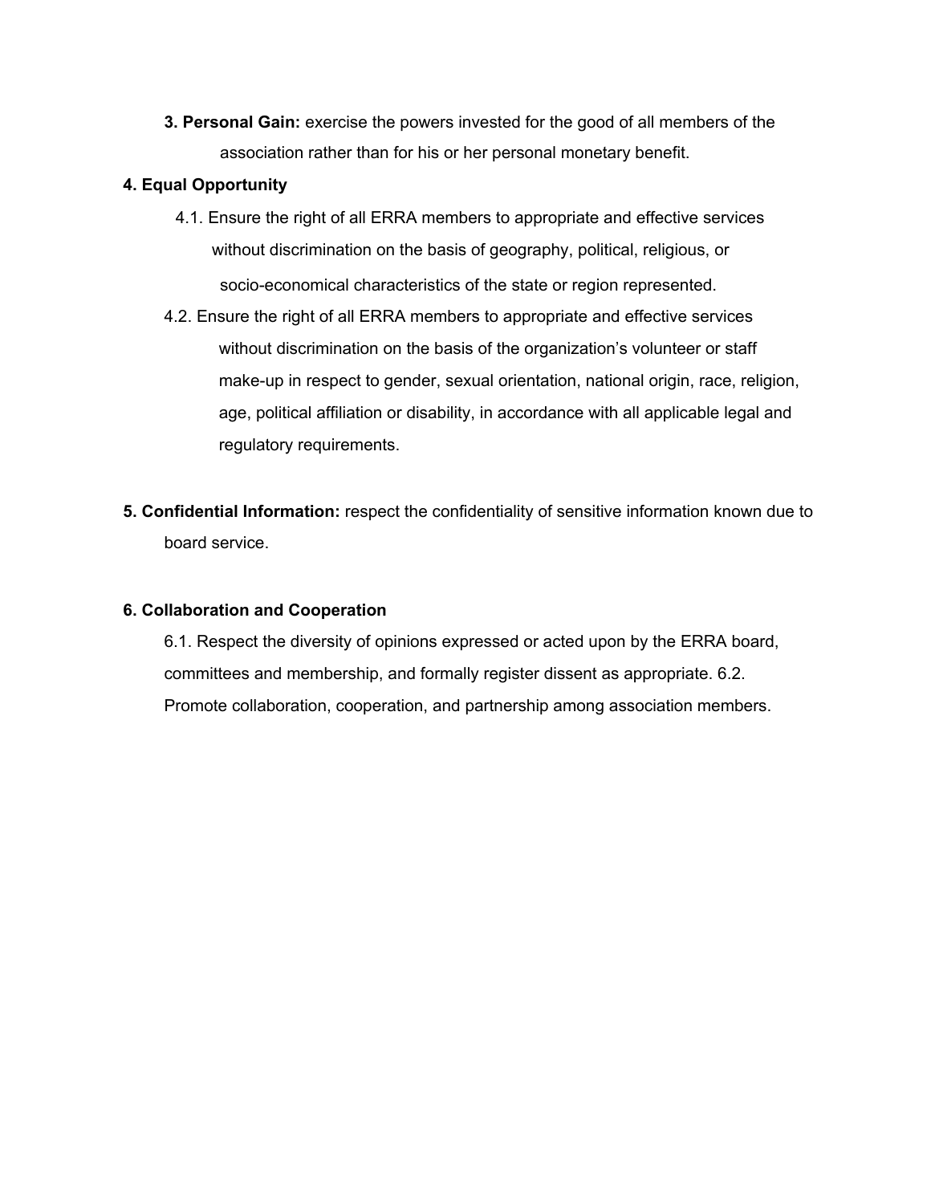3. **Personal Gain:** exercise the powers invested for the good of all members of the association rather than for his or her personal monetary benefit.

**4. Equal Opportunity**

4.1. Ensure the right of all ERRA members to appropriate and effective services without discrimination on the basis of geography, political, religious, or socio-economical characteristics of the state or region represented.

4.2. Ensure the right of all ERRA members to appropriate and effective services without discrimination on the basis of the organization's volunteer or staff make-up in respect to gender, sexual orientation, national origin, race, religion, age, political affiliation or disability, in accordance with all applicable legal and regulatory requirements.

**5. Confidential Information:** respect the confidentiality of sensitive information known due to board service.

**6. Collaboration and Cooperation**

6.1. Respect the diversity of opinions expressed or acted upon by the ERRA board, committees and membership, and formally register dissent as appropriate. 6.2. Promote collaboration, cooperation, and partnership among association members.